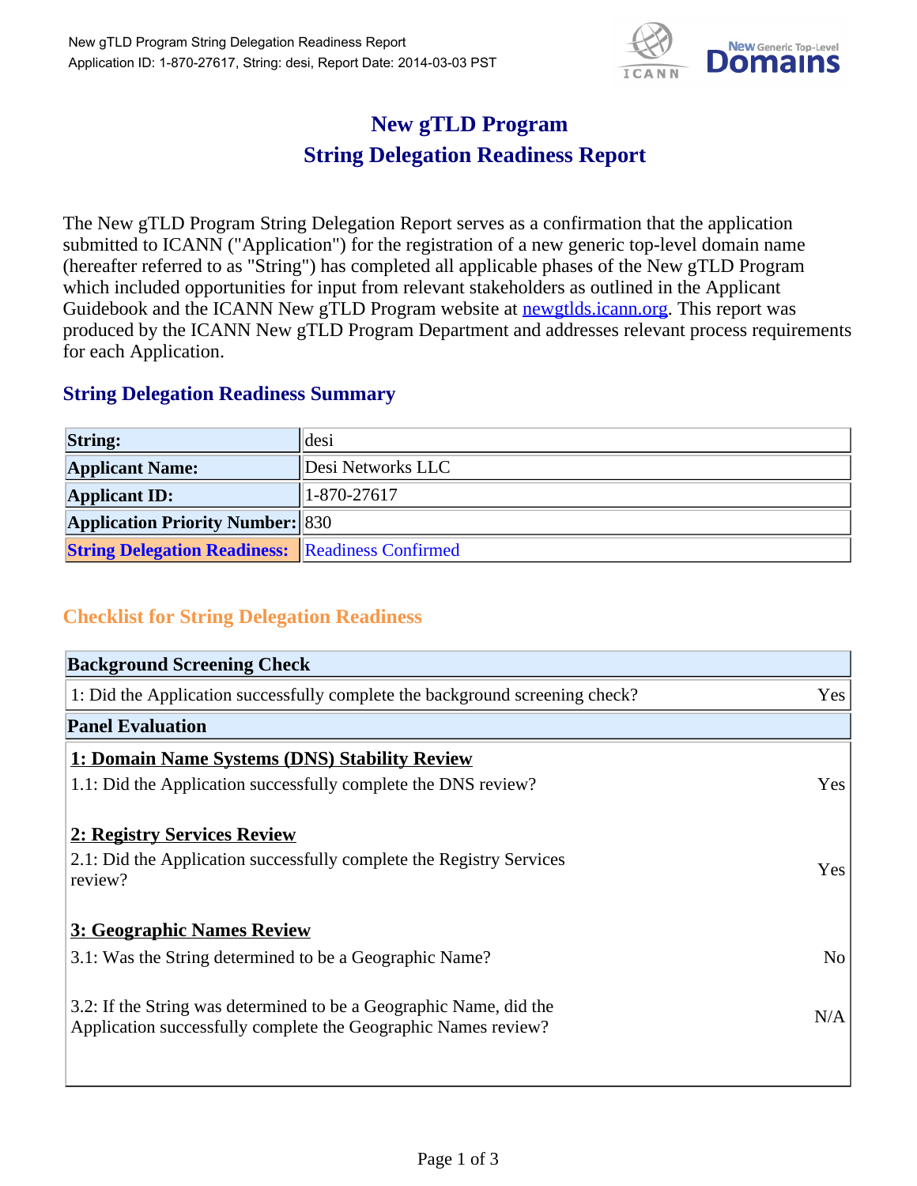# New gTLD Program
# String Delegation Readiness Report

The New gTLD Program String Delegation Report serves as a confirmation that the application submitted to ICANN ("Application") for the registration of a new generic top-level domain name (hereafter referred to as "String") has completed all applicable phases of the New gTLD Program which included opportunities for input from relevant stakeholders as outlined in the Applicant Guidebook and the ICANN New gTLD Program website at [newgtlds.icann.org](http://newgtlds.icann.org). This report was produced by the ICANN New gTLD Program Department and addresses relevant process requirements for each Application.

## String Delegation Readiness Summary

| | |
|---|---|
| **String:** | desi |
| **Applicant Name:** | Desi Networks LLC |
| **Applicant ID:** | 1-870-27617 |
| **Application Priority Number:** | 830 |
| **String Delegation Readiness:** | Readiness Confirmed |

## Checklist for String Delegation Readiness

| **Background Screening Check** | |
|---|---|
| 1: Did the Application successfully complete the background screening check? | Yes |
| **Panel Evaluation** | |
| **1: Domain Name Systems (DNS) Stability Review** | |
| 1.1: Did the Application successfully complete the DNS review? | Yes |
| **2: Registry Services Review** | |
| 2.1: Did the Application successfully complete the Registry Services review? | Yes |
| **3: Geographic Names Review** | |
| 3.1: Was the String determined to be a Geographic Name? | No |
| 3.2: If the String was determined to be a Geographic Name, did the Application successfully complete the Geographic Names review? | N/A |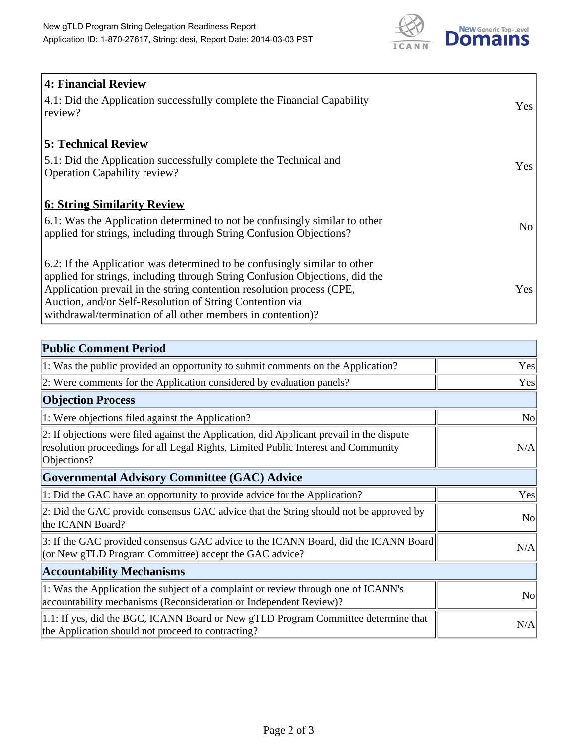| **4: Financial Review** | |
|---|---|
| 4.1: Did the Application successfully complete the Financial Capability review? | Yes |
| **5: Technical Review** | |
| 5.1: Did the Application successfully complete the Technical and Operation Capability review? | Yes |
| **6: String Similarity Review** | |
| 6.1: Was the Application determined to not be confusingly similar to other applied for strings, including through String Confusion Objections? | No |
| 6.2: If the Application was determined to be confusingly similar to other applied for strings, including through String Confusion Objections, did the Application prevail in the string contention resolution process (CPE, Auction, and/or Self-Resolution of String Contention via withdrawal/termination of all other members in contention)? | Yes |

| **Public Comment Period** | |
|---|---|
| 1: Was the public provided an opportunity to submit comments on the Application? | Yes |
| 2: Were comments for the Application considered by evaluation panels? | Yes |
| **Objection Process** | |
| 1: Were objections filed against the Application? | No |
| 2: If objections were filed against the Application, did Applicant prevail in the dispute resolution proceedings for all Legal Rights, Limited Public Interest and Community Objections? | N/A |
| **Governmental Advisory Committee (GAC) Advice** | |
| 1: Did the GAC have an opportunity to provide advice for the Application? | Yes |
| 2: Did the GAC provide consensus GAC advice that the String should not be approved by the ICANN Board? | No |
| 3: If the GAC provided consensus GAC advice to the ICANN Board, did the ICANN Board (or New gTLD Program Committee) accept the GAC advice? | N/A |
| **Accountability Mechanisms** | |
| 1: Was the Application the subject of a complaint or review through one of ICANN's accountability mechanisms (Reconsideration or Independent Review)? | No |
| 1.1: If yes, did the BGC, ICANN Board or New gTLD Program Committee determine that the Application should not proceed to contracting? | N/A |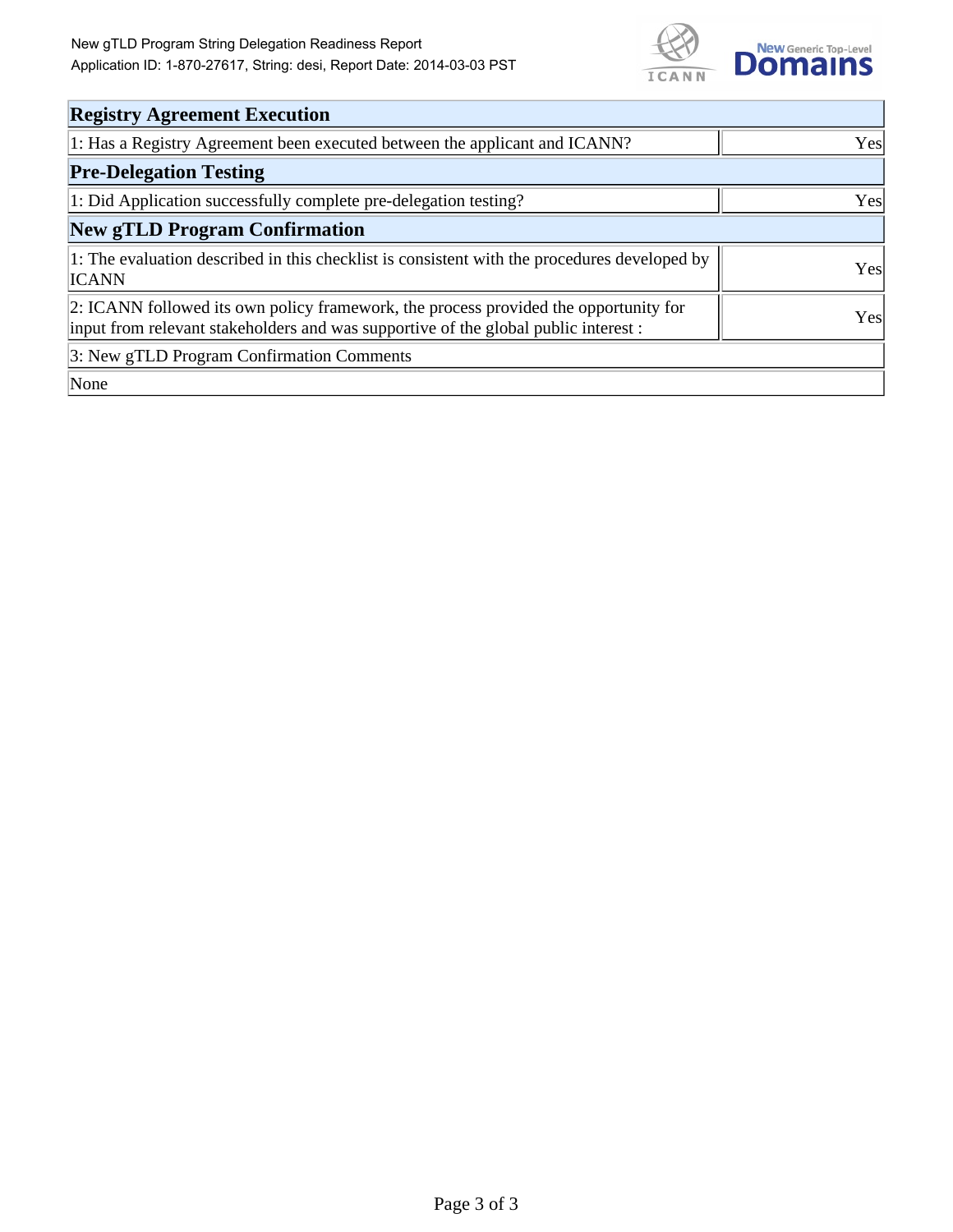## Registry Agreement Execution

| | |
|---|---|
| 1: Has a Registry Agreement been executed between the applicant and ICANN? | Yes |

## Pre-Delegation Testing

| | |
|---|---|
| 1: Did Application successfully complete pre-delegation testing? | Yes |

## New gTLD Program Confirmation

| | |
|---|---|
| 1: The evaluation described in this checklist is consistent with the procedures developed by ICANN | Yes |
| 2: ICANN followed its own policy framework, the process provided the opportunity for input from relevant stakeholders and was supportive of the global public interest : | Yes |

3: New gTLD Program Confirmation Comments

None